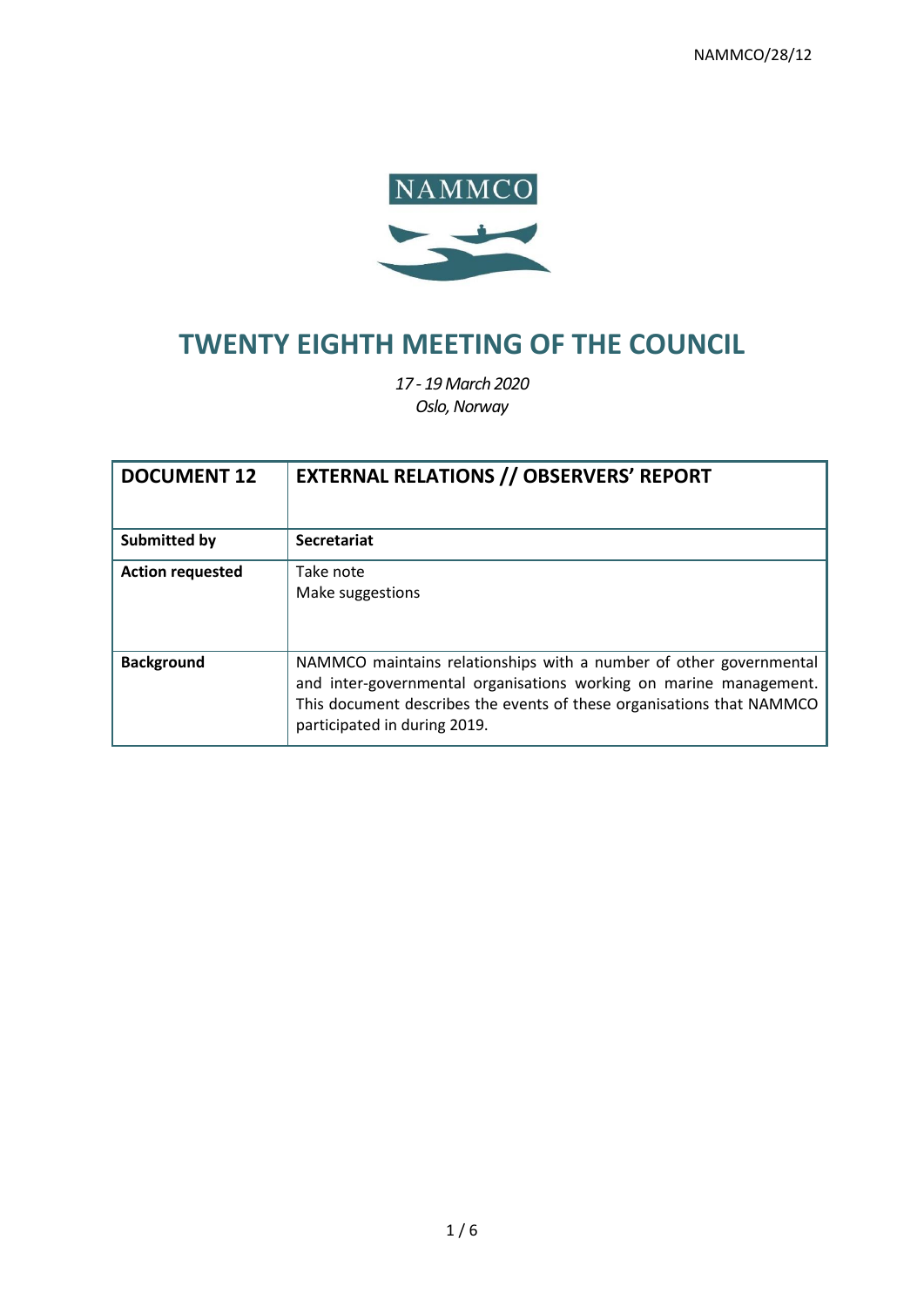NAMMCO/28/12

NAMMCO

# TWENTY EIGHTH MEETING OF THE COUNCIL

*17 - 19 March 2020*
*Oslo, Norway*

| **DOCUMENT 12** | **EXTERNAL RELATIONS // OBSERVERS' REPORT** |
|---|---|
| **Submitted by** | **Secretariat** |
| **Action requested** | Take note<br>Make suggestions |
| **Background** | NAMMCO maintains relationships with a number of other governmental and inter-governmental organisations working on marine management. This document describes the events of these organisations that NAMMCO participated in during 2019. |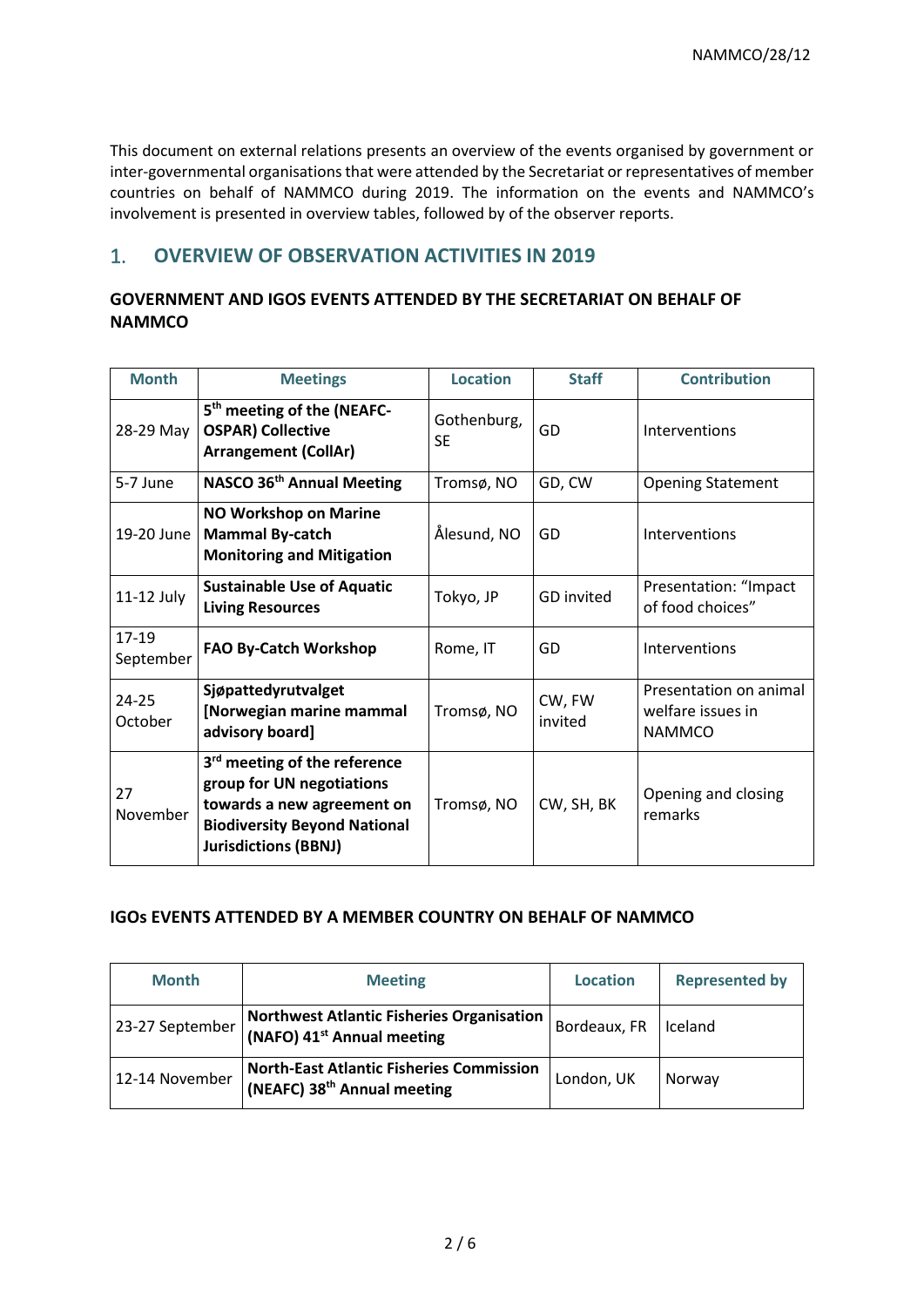This document on external relations presents an overview of the events organised by government or inter-governmental organisations that were attended by the Secretariat or representatives of member countries on behalf of NAMMCO during 2019. The information on the events and NAMMCO's involvement is presented in overview tables, followed by of the observer reports.

## 1. OVERVIEW OF OBSERVATION ACTIVITIES IN 2019

### GOVERNMENT AND IGOS EVENTS ATTENDED BY THE SECRETARIAT ON BEHALF OF NAMMCO

| Month | Meetings | Location | Staff | Contribution |
|---|---|---|---|---|
| 28-29 May | **5th meeting of the (NEAFC-OSPAR) Collective Arrangement (CollAr)** | Gothenburg, SE | GD | Interventions |
| 5-7 June | **NASCO 36th Annual Meeting** | Tromsø, NO | GD, CW | Opening Statement |
| 19-20 June | **NO Workshop on Marine Mammal By-catch Monitoring and Mitigation** | Ålesund, NO | GD | Interventions |
| 11-12 July | **Sustainable Use of Aquatic Living Resources** | Tokyo, JP | GD invited | Presentation: "Impact of food choices" |
| 17-19 September | **FAO By-Catch Workshop** | Rome, IT | GD | Interventions |
| 24-25 October | **Sjøpattedyrutvalget [Norwegian marine mammal advisory board]** | Tromsø, NO | CW, FW invited | Presentation on animal welfare issues in NAMMCO |
| 27 November | **3rd meeting of the reference group for UN negotiations towards a new agreement on Biodiversity Beyond National Jurisdictions (BBNJ)** | Tromsø, NO | CW, SH, BK | Opening and closing remarks |

### IGOs EVENTS ATTENDED BY A MEMBER COUNTRY ON BEHALF OF NAMMCO

| Month | Meeting | Location | Represented by |
|---|---|---|---|
| 23-27 September | **Northwest Atlantic Fisheries Organisation (NAFO) 41st Annual meeting** | Bordeaux, FR | Iceland |
| 12-14 November | **North-East Atlantic Fisheries Commission (NEAFC) 38th Annual meeting** | London, UK | Norway |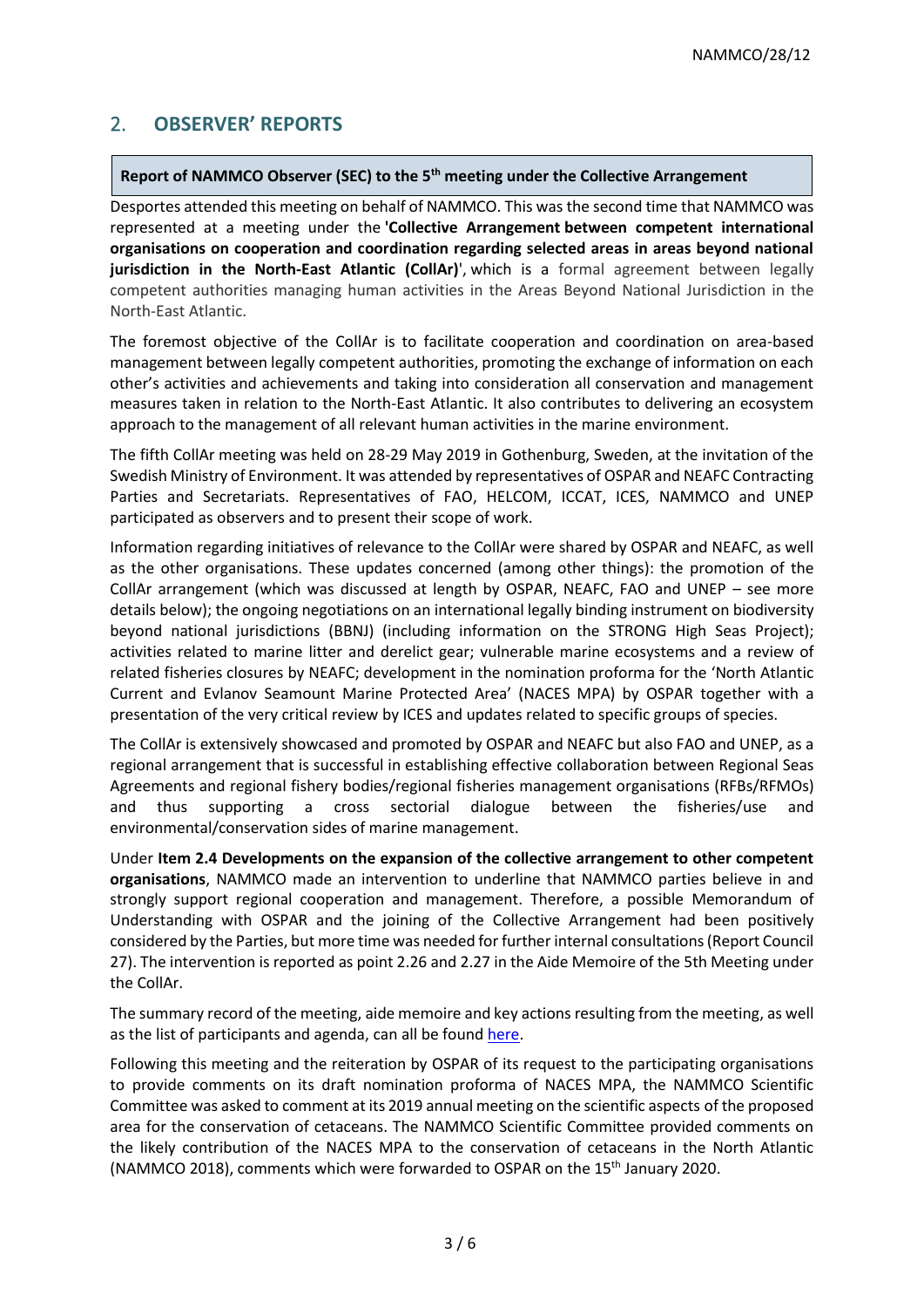## 2. OBSERVER' REPORTS

**Report of NAMMCO Observer (SEC) to the 5th meeting under the Collective Arrangement**

Desportes attended this meeting on behalf of NAMMCO. This was the second time that NAMMCO was represented at a meeting under the **'Collective Arrangement between competent international organisations on cooperation and coordination regarding selected areas in areas beyond national jurisdiction in the North-East Atlantic (CollAr)'**, which is a formal agreement between legally competent authorities managing human activities in the Areas Beyond National Jurisdiction in the North-East Atlantic.

The foremost objective of the CollAr is to facilitate cooperation and coordination on area-based management between legally competent authorities, promoting the exchange of information on each other's activities and achievements and taking into consideration all conservation and management measures taken in relation to the North-East Atlantic. It also contributes to delivering an ecosystem approach to the management of all relevant human activities in the marine environment.

The fifth CollAr meeting was held on 28-29 May 2019 in Gothenburg, Sweden, at the invitation of the Swedish Ministry of Environment. It was attended by representatives of OSPAR and NEAFC Contracting Parties and Secretariats. Representatives of FAO, HELCOM, ICCAT, ICES, NAMMCO and UNEP participated as observers and to present their scope of work.

Information regarding initiatives of relevance to the CollAr were shared by OSPAR and NEAFC, as well as the other organisations. These updates concerned (among other things): the promotion of the CollAr arrangement (which was discussed at length by OSPAR, NEAFC, FAO and UNEP – see more details below); the ongoing negotiations on an international legally binding instrument on biodiversity beyond national jurisdictions (BBNJ) (including information on the STRONG High Seas Project); activities related to marine litter and derelict gear; vulnerable marine ecosystems and a review of related fisheries closures by NEAFC; development in the nomination proforma for the 'North Atlantic Current and Evlanov Seamount Marine Protected Area' (NACES MPA) by OSPAR together with a presentation of the very critical review by ICES and updates related to specific groups of species.

The CollAr is extensively showcased and promoted by OSPAR and NEAFC but also FAO and UNEP, as a regional arrangement that is successful in establishing effective collaboration between Regional Seas Agreements and regional fishery bodies/regional fisheries management organisations (RFBs/RFMOs) and thus supporting a cross sectorial dialogue between the fisheries/use and environmental/conservation sides of marine management.

Under **Item 2.4 Developments on the expansion of the collective arrangement to other competent organisations**, NAMMCO made an intervention to underline that NAMMCO parties believe in and strongly support regional cooperation and management. Therefore, a possible Memorandum of Understanding with OSPAR and the joining of the Collective Arrangement had been positively considered by the Parties, but more time was needed for further internal consultations (Report Council 27). The intervention is reported as point 2.26 and 2.27 in the Aide Memoire of the 5th Meeting under the CollAr.

The summary record of the meeting, aide memoire and key actions resulting from the meeting, as well as the list of participants and agenda, can all be found here.

Following this meeting and the reiteration by OSPAR of its request to the participating organisations to provide comments on its draft nomination proforma of NACES MPA, the NAMMCO Scientific Committee was asked to comment at its 2019 annual meeting on the scientific aspects of the proposed area for the conservation of cetaceans. The NAMMCO Scientific Committee provided comments on the likely contribution of the NACES MPA to the conservation of cetaceans in the North Atlantic (NAMMCO 2018), comments which were forwarded to OSPAR on the 15th January 2020.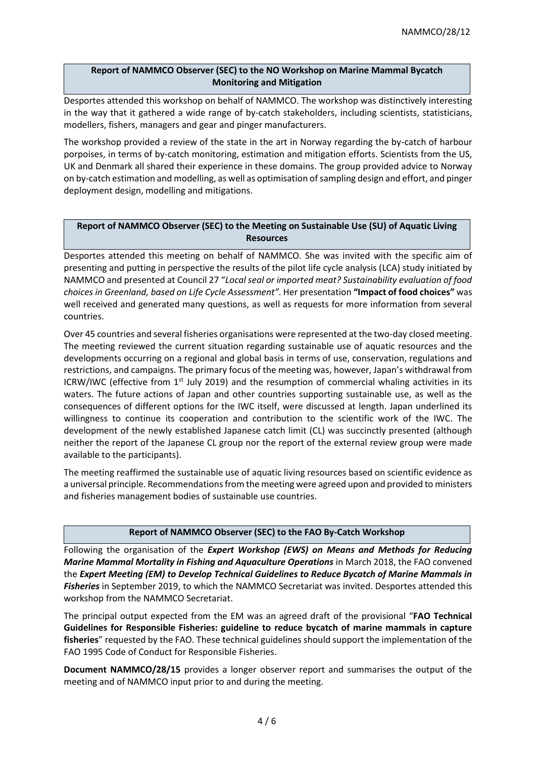## Report of NAMMCO Observer (SEC) to the NO Workshop on Marine Mammal Bycatch Monitoring and Mitigation

Desportes attended this workshop on behalf of NAMMCO. The workshop was distinctively interesting in the way that it gathered a wide range of by-catch stakeholders, including scientists, statisticians, modellers, fishers, managers and gear and pinger manufacturers.

The workshop provided a review of the state in the art in Norway regarding the by-catch of harbour porpoises, in terms of by-catch monitoring, estimation and mitigation efforts. Scientists from the US, UK and Denmark all shared their experience in these domains. The group provided advice to Norway on by-catch estimation and modelling, as well as optimisation of sampling design and effort, and pinger deployment design, modelling and mitigations.

## Report of NAMMCO Observer (SEC) to the Meeting on Sustainable Use (SU) of Aquatic Living Resources

Desportes attended this meeting on behalf of NAMMCO. She was invited with the specific aim of presenting and putting in perspective the results of the pilot life cycle analysis (LCA) study initiated by NAMMCO and presented at Council 27 "*Local seal or imported meat? Sustainability evaluation of food choices in Greenland, based on Life Cycle Assessment"*. Her presentation **"Impact of food choices"** was well received and generated many questions, as well as requests for more information from several countries.

Over 45 countries and several fisheries organisations were represented at the two-day closed meeting. The meeting reviewed the current situation regarding sustainable use of aquatic resources and the developments occurring on a regional and global basis in terms of use, conservation, regulations and restrictions, and campaigns. The primary focus of the meeting was, however, Japan's withdrawal from ICRW/IWC (effective from 1st July 2019) and the resumption of commercial whaling activities in its waters. The future actions of Japan and other countries supporting sustainable use, as well as the consequences of different options for the IWC itself, were discussed at length. Japan underlined its willingness to continue its cooperation and contribution to the scientific work of the IWC. The development of the newly established Japanese catch limit (CL) was succinctly presented (although neither the report of the Japanese CL group nor the report of the external review group were made available to the participants).

The meeting reaffirmed the sustainable use of aquatic living resources based on scientific evidence as a universal principle. Recommendations from the meeting were agreed upon and provided to ministers and fisheries management bodies of sustainable use countries.

## Report of NAMMCO Observer (SEC) to the FAO By-Catch Workshop

Following the organisation of the ***Expert Workshop (EWS) on Means and Methods for Reducing Marine Mammal Mortality in Fishing and Aquaculture Operations*** in March 2018, the FAO convened the ***Expert Meeting (EM) to Develop Technical Guidelines to Reduce Bycatch of Marine Mammals in Fisheries*** in September 2019, to which the NAMMCO Secretariat was invited. Desportes attended this workshop from the NAMMCO Secretariat.

The principal output expected from the EM was an agreed draft of the provisional "**FAO Technical Guidelines for Responsible Fisheries: guideline to reduce bycatch of marine mammals in capture fisheries**" requested by the FAO. These technical guidelines should support the implementation of the FAO 1995 Code of Conduct for Responsible Fisheries.

**Document NAMMCO/28/15** provides a longer observer report and summarises the output of the meeting and of NAMMCO input prior to and during the meeting.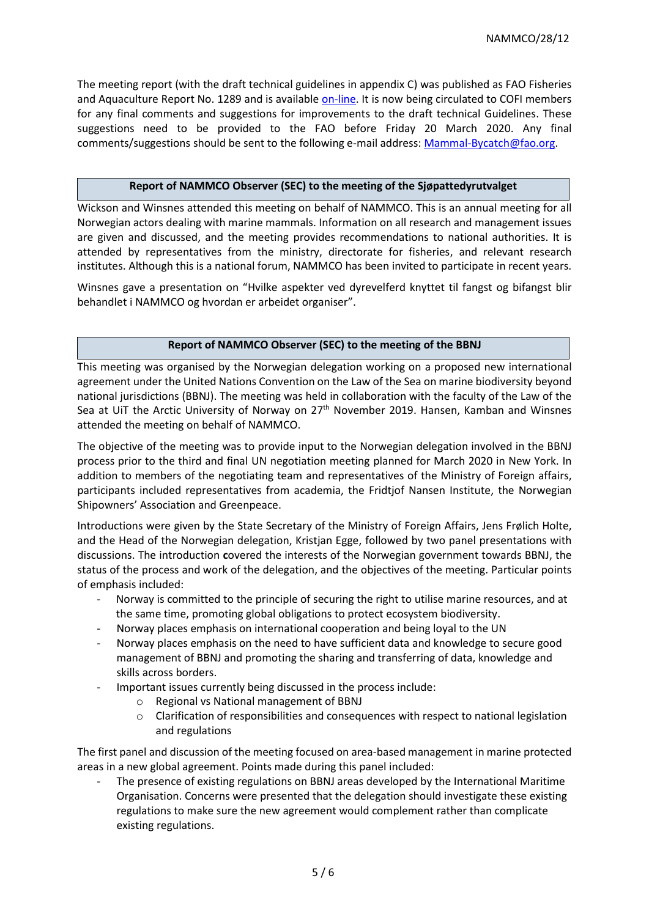The meeting report (with the draft technical guidelines in appendix C) was published as FAO Fisheries and Aquaculture Report No. 1289 and is available on-line. It is now being circulated to COFI members for any final comments and suggestions for improvements to the draft technical Guidelines. These suggestions need to be provided to the FAO before Friday 20 March 2020. Any final comments/suggestions should be sent to the following e-mail address: Mammal-Bycatch@fao.org.

## Report of NAMMCO Observer (SEC) to the meeting of the Sjøpattedyrutvalget

Wickson and Winsnes attended this meeting on behalf of NAMMCO. This is an annual meeting for all Norwegian actors dealing with marine mammals. Information on all research and management issues are given and discussed, and the meeting provides recommendations to national authorities. It is attended by representatives from the ministry, directorate for fisheries, and relevant research institutes. Although this is a national forum, NAMMCO has been invited to participate in recent years.

Winsnes gave a presentation on "Hvilke aspekter ved dyrevelferd knyttet til fangst og bifangst blir behandlet i NAMMCO og hvordan er arbeidet organiser".

## Report of NAMMCO Observer (SEC) to the meeting of the BBNJ

This meeting was organised by the Norwegian delegation working on a proposed new international agreement under the United Nations Convention on the Law of the Sea on marine biodiversity beyond national jurisdictions (BBNJ). The meeting was held in collaboration with the faculty of the Law of the Sea at UiT the Arctic University of Norway on 27th November 2019. Hansen, Kamban and Winsnes attended the meeting on behalf of NAMMCO.

The objective of the meeting was to provide input to the Norwegian delegation involved in the BBNJ process prior to the third and final UN negotiation meeting planned for March 2020 in New York. In addition to members of the negotiating team and representatives of the Ministry of Foreign affairs, participants included representatives from academia, the Fridtjof Nansen Institute, the Norwegian Shipowners' Association and Greenpeace.

Introductions were given by the State Secretary of the Ministry of Foreign Affairs, Jens Frølich Holte, and the Head of the Norwegian delegation, Kristjan Egge, followed by two panel presentations with discussions. The introduction **c**overed the interests of the Norwegian government towards BBNJ, the status of the process and work of the delegation, and the objectives of the meeting. Particular points of emphasis included:

- Norway is committed to the principle of securing the right to utilise marine resources, and at the same time, promoting global obligations to protect ecosystem biodiversity.
- Norway places emphasis on international cooperation and being loyal to the UN
- Norway places emphasis on the need to have sufficient data and knowledge to secure good management of BBNJ and promoting the sharing and transferring of data, knowledge and skills across borders.
- Important issues currently being discussed in the process include:
    - Regional vs National management of BBNJ
    - Clarification of responsibilities and consequences with respect to national legislation and regulations

The first panel and discussion of the meeting focused on area-based management in marine protected areas in a new global agreement. Points made during this panel included:

- The presence of existing regulations on BBNJ areas developed by the International Maritime Organisation. Concerns were presented that the delegation should investigate these existing regulations to make sure the new agreement would complement rather than complicate existing regulations.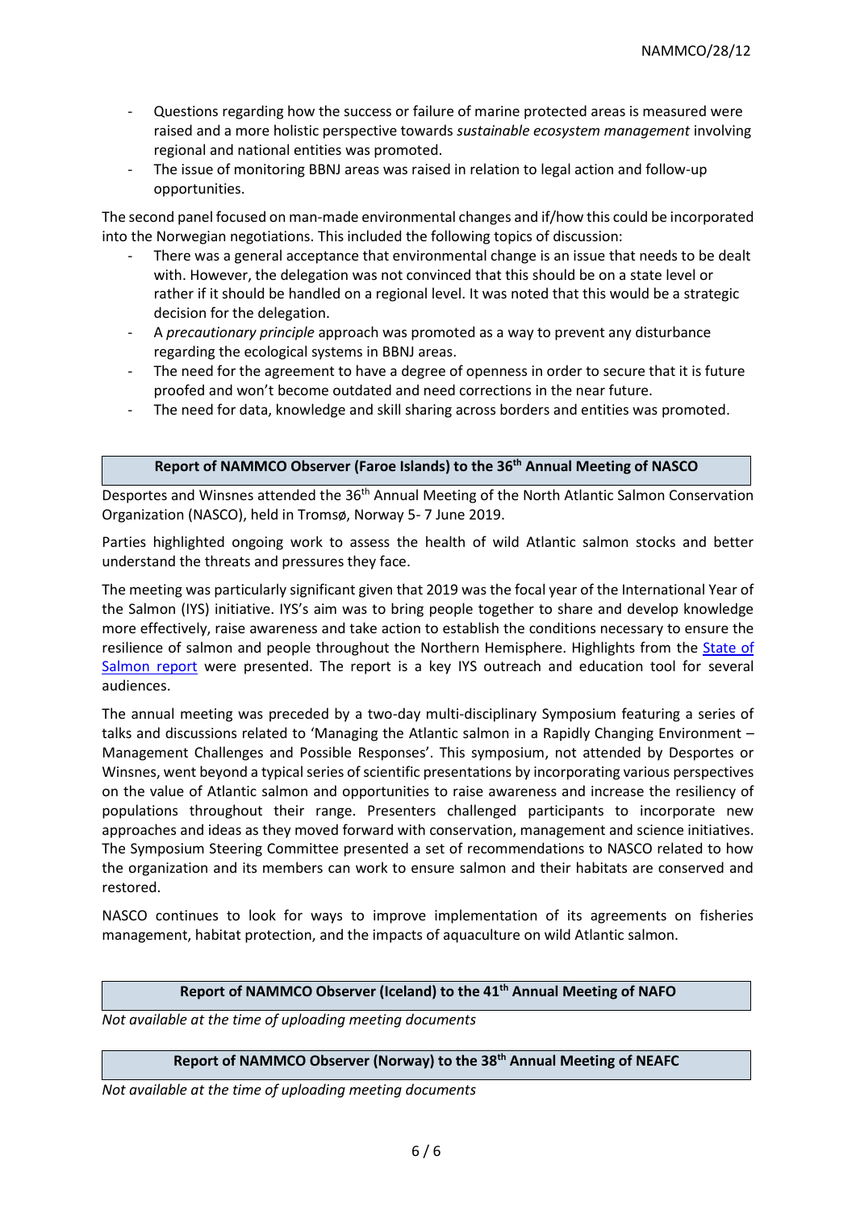- Questions regarding how the success or failure of marine protected areas is measured were raised and a more holistic perspective towards *sustainable ecosystem management* involving regional and national entities was promoted.
- The issue of monitoring BBNJ areas was raised in relation to legal action and follow-up opportunities.

The second panel focused on man-made environmental changes and if/how this could be incorporated into the Norwegian negotiations. This included the following topics of discussion:

- There was a general acceptance that environmental change is an issue that needs to be dealt with. However, the delegation was not convinced that this should be on a state level or rather if it should be handled on a regional level. It was noted that this would be a strategic decision for the delegation.
- A *precautionary principle* approach was promoted as a way to prevent any disturbance regarding the ecological systems in BBNJ areas.
- The need for the agreement to have a degree of openness in order to secure that it is future proofed and won't become outdated and need corrections in the near future.
- The need for data, knowledge and skill sharing across borders and entities was promoted.

## Report of NAMMCO Observer (Faroe Islands) to the 36th Annual Meeting of NASCO

Desportes and Winsnes attended the 36th Annual Meeting of the North Atlantic Salmon Conservation Organization (NASCO), held in Tromsø, Norway 5- 7 June 2019.

Parties highlighted ongoing work to assess the health of wild Atlantic salmon stocks and better understand the threats and pressures they face.

The meeting was particularly significant given that 2019 was the focal year of the International Year of the Salmon (IYS) initiative. IYS's aim was to bring people together to share and develop knowledge more effectively, raise awareness and take action to establish the conditions necessary to ensure the resilience of salmon and people throughout the Northern Hemisphere. Highlights from the State of Salmon report were presented. The report is a key IYS outreach and education tool for several audiences.

The annual meeting was preceded by a two-day multi-disciplinary Symposium featuring a series of talks and discussions related to 'Managing the Atlantic salmon in a Rapidly Changing Environment – Management Challenges and Possible Responses'. This symposium, not attended by Desportes or Winsnes, went beyond a typical series of scientific presentations by incorporating various perspectives on the value of Atlantic salmon and opportunities to raise awareness and increase the resiliency of populations throughout their range. Presenters challenged participants to incorporate new approaches and ideas as they moved forward with conservation, management and science initiatives. The Symposium Steering Committee presented a set of recommendations to NASCO related to how the organization and its members can work to ensure salmon and their habitats are conserved and restored.

NASCO continues to look for ways to improve implementation of its agreements on fisheries management, habitat protection, and the impacts of aquaculture on wild Atlantic salmon.

## Report of NAMMCO Observer (Iceland) to the 41st Annual Meeting of NAFO

*Not available at the time of uploading meeting documents*

## Report of NAMMCO Observer (Norway) to the 38th Annual Meeting of NEAFC

*Not available at the time of uploading meeting documents*